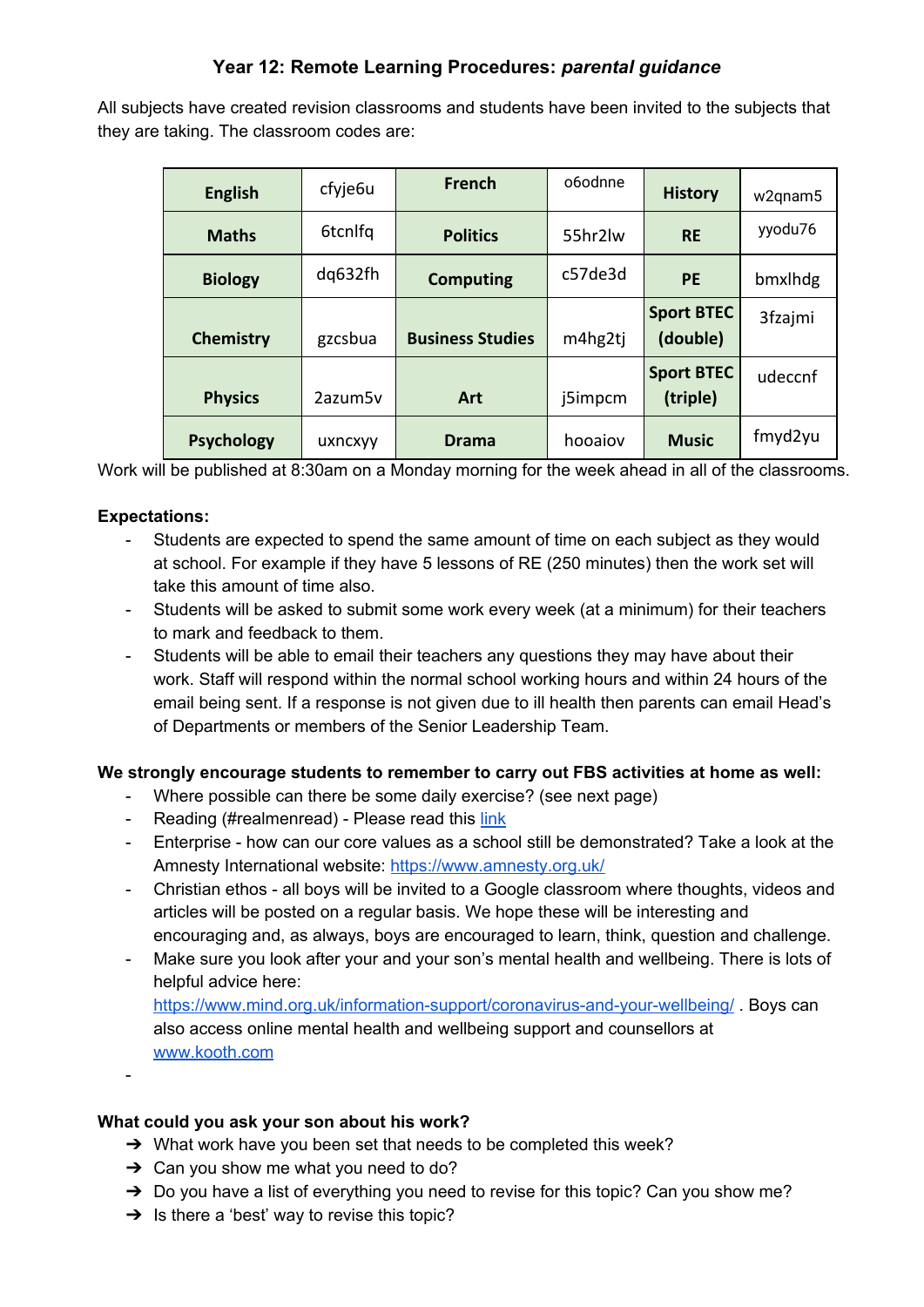## Year 12: Remote Learning Procedures: *parental guidance*

All subjects have created revision classrooms and students have been invited to the subjects that they are taking. The classroom codes are:

| | | | | | |
|---|---|---|---|---|---|
| **English** | cfyje6u | **French** | o6odnne | **History** | w2qnam5 |
| **Maths** | 6tcnlfq | **Politics** | 55hr2lw | **RE** | yyodu76 |
| **Biology** | dq632fh | **Computing** | c57de3d | **PE** | bmxlhdg |
| **Chemistry** | gzcsbua | **Business Studies** | m4hg2tj | **Sport BTEC (double)** | 3fzajmi |
| **Physics** | 2azum5v | **Art** | j5impcm | **Sport BTEC (triple)** | udeccnf |
| **Psychology** | uxncxyy | **Drama** | hooaiov | **Music** | fmyd2yu |

Work will be published at 8:30am on a Monday morning for the week ahead in all of the classrooms.

**Expectations:**

- Students are expected to spend the same amount of time on each subject as they would at school. For example if they have 5 lessons of RE (250 minutes) then the work set will take this amount of time also.
- Students will be asked to submit some work every week (at a minimum) for their teachers to mark and feedback to them.
- Students will be able to email their teachers any questions they may have about their work. Staff will respond within the normal school working hours and within 24 hours of the email being sent. If a response is not given due to ill health then parents can email Head's of Departments or members of the Senior Leadership Team.

**We strongly encourage students to remember to carry out FBS activities at home as well:**

- Where possible can there be some daily exercise? (see next page)
- Reading (#realmenread) - Please read this link
- Enterprise - how can our core values as a school still be demonstrated? Take a look at the Amnesty International website: https://www.amnesty.org.uk/
- Christian ethos - all boys will be invited to a Google classroom where thoughts, videos and articles will be posted on a regular basis. We hope these will be interesting and encouraging and, as always, boys are encouraged to learn, think, question and challenge.
- Make sure you look after your and your son's mental health and wellbeing. There is lots of helpful advice here: https://www.mind.org.uk/information-support/coronavirus-and-your-wellbeing/ . Boys can also access online mental health and wellbeing support and counsellors at www.kooth.com
-

**What could you ask your son about his work?**

- ➔ What work have you been set that needs to be completed this week?
- ➔ Can you show me what you need to do?
- ➔ Do you have a list of everything you need to revise for this topic? Can you show me?
- ➔ Is there a 'best' way to revise this topic?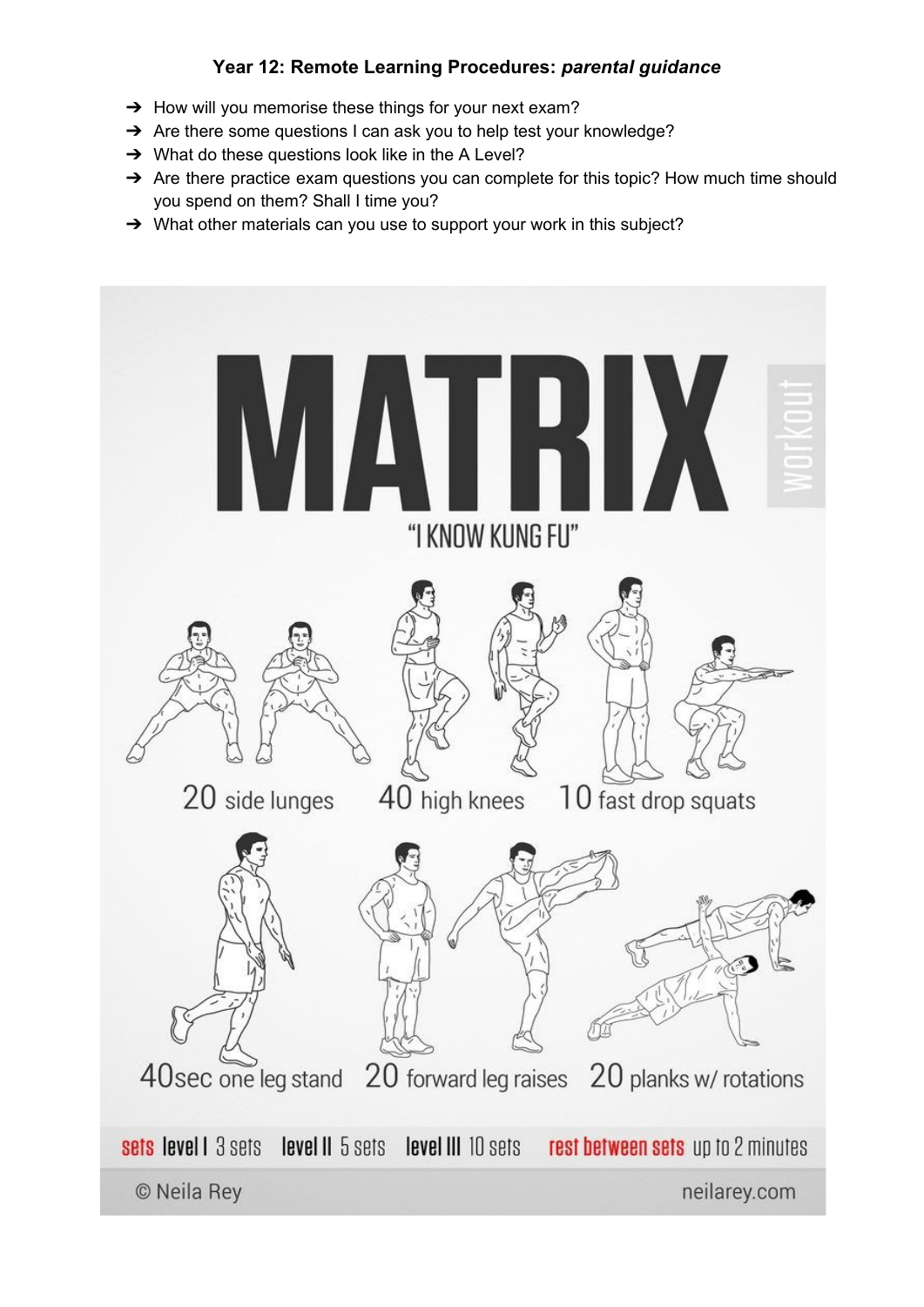**Year 12: Remote Learning Procedures:** ***parental guidance***

- ➔ How will you memorise these things for your next exam?
- ➔ Are there some questions I can ask you to help test your knowledge?
- ➔ What do these questions look like in the A Level?
- ➔ Are there practice exam questions you can complete for this topic? How much time should you spend on them? Shall I time you?
- ➔ What other materials can you use to support your work in this subject?

# MATRIX

workout

"I KNOW KUNG FU"

20 side lunges

40 high knees

10 fast drop squats

40sec one leg stand

20 forward leg raises

20 planks w/ rotations

sets level I 3 sets level II 5 sets level III 10 sets rest between sets up to 2 minutes

© Neila Rey

neilarey.com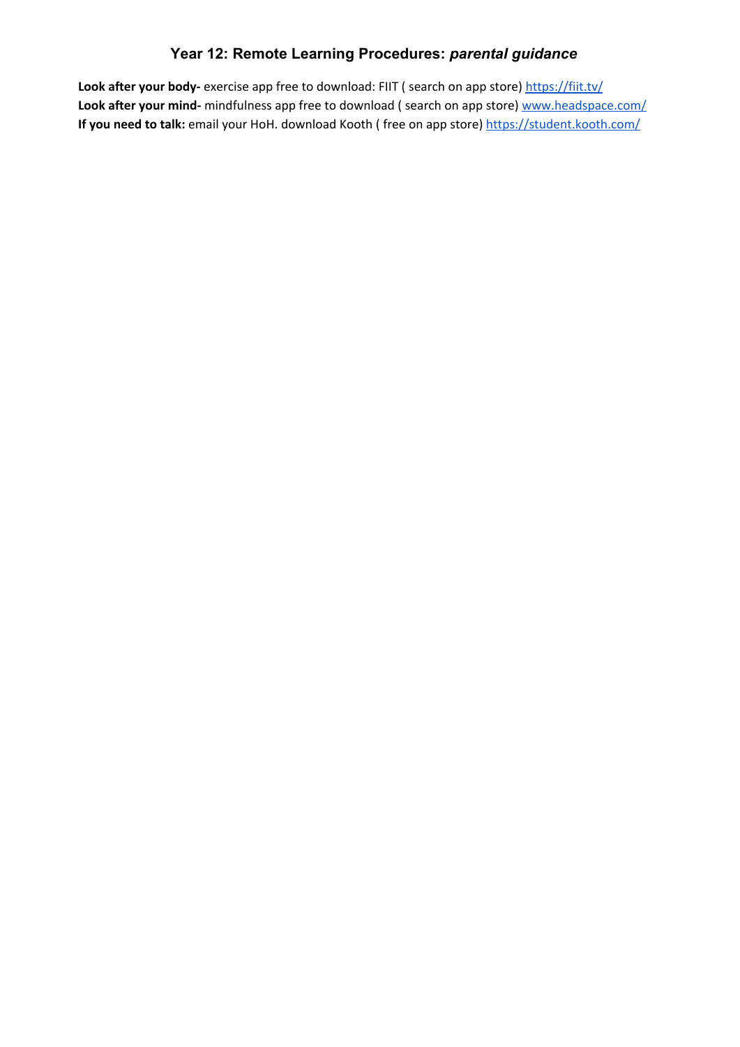## Year 12: Remote Learning Procedures: *parental guidance*

**Look after your body-** exercise app free to download: FIIT ( search on app store) https://fiit.tv/
**Look after your mind-** mindfulness app free to download ( search on app store) www.headspace.com/
**If you need to talk:** email your HoH. download Kooth ( free on app store) https://student.kooth.com/